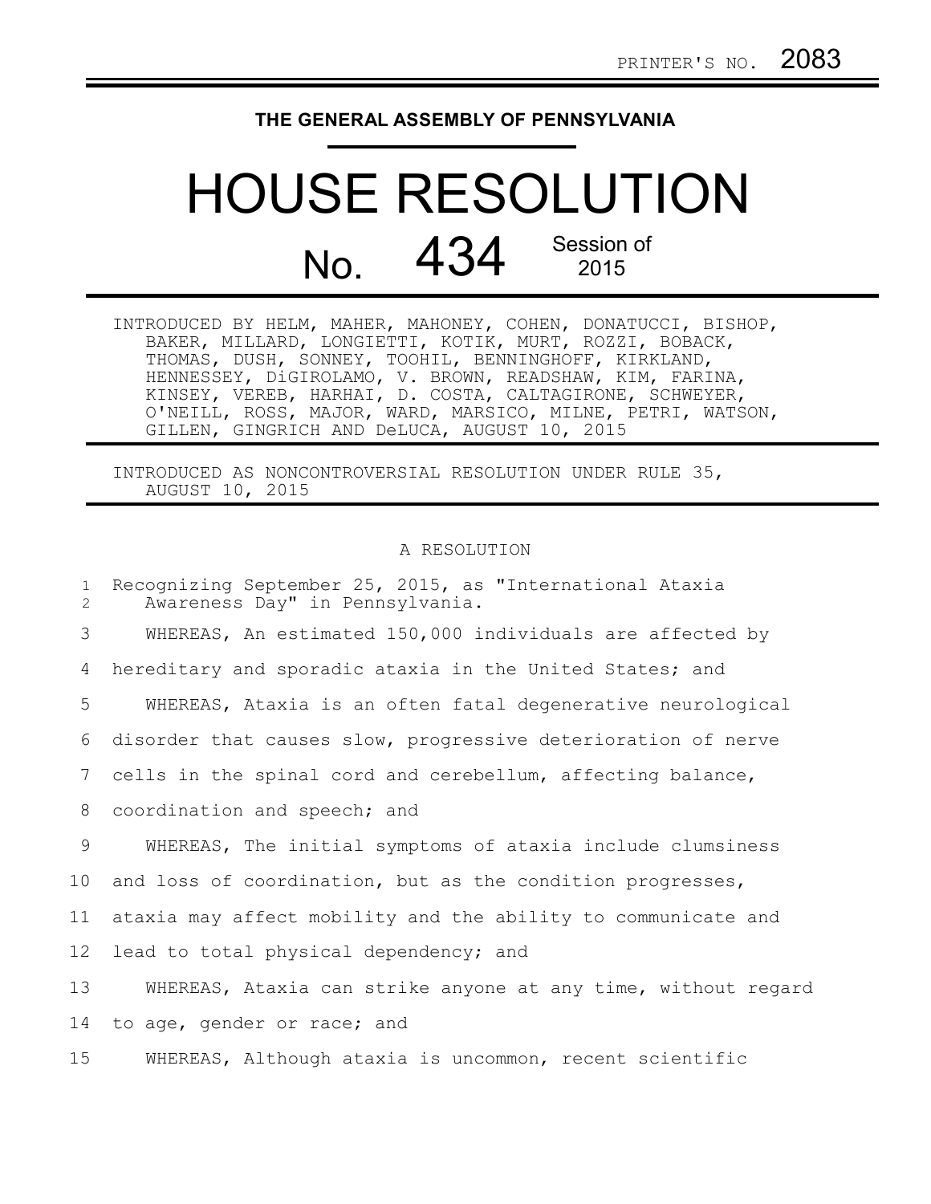PRINTER'S NO. 2083

THE GENERAL ASSEMBLY OF PENNSYLVANIA

# HOUSE RESOLUTION

## No. 434 Session of 2015

INTRODUCED BY HELM, MAHER, MAHONEY, COHEN, DONATUCCI, BISHOP, BAKER, MILLARD, LONGIETTI, KOTIK, MURT, ROZZI, BOBACK, THOMAS, DUSH, SONNEY, TOOHIL, BENNINGHOFF, KIRKLAND, HENNESSEY, DiGIROLAMO, V. BROWN, READSHAW, KIM, FARINA, KINSEY, VEREB, HARHAI, D. COSTA, CALTAGIRONE, SCHWEYER, O'NEILL, ROSS, MAJOR, WARD, MARSICO, MILNE, PETRI, WATSON, GILLEN, GINGRICH AND DeLUCA, AUGUST 10, 2015

INTRODUCED AS NONCONTROVERSIAL RESOLUTION UNDER RULE 35, AUGUST 10, 2015

A RESOLUTION

Recognizing September 25, 2015, as "International Ataxia Awareness Day" in Pennsylvania.

WHEREAS, An estimated 150,000 individuals are affected by hereditary and sporadic ataxia in the United States; and

WHEREAS, Ataxia is an often fatal degenerative neurological disorder that causes slow, progressive deterioration of nerve cells in the spinal cord and cerebellum, affecting balance, coordination and speech; and

WHEREAS, The initial symptoms of ataxia include clumsiness and loss of coordination, but as the condition progresses, ataxia may affect mobility and the ability to communicate and lead to total physical dependency; and

WHEREAS, Ataxia can strike anyone at any time, without regard to age, gender or race; and

WHEREAS, Although ataxia is uncommon, recent scientific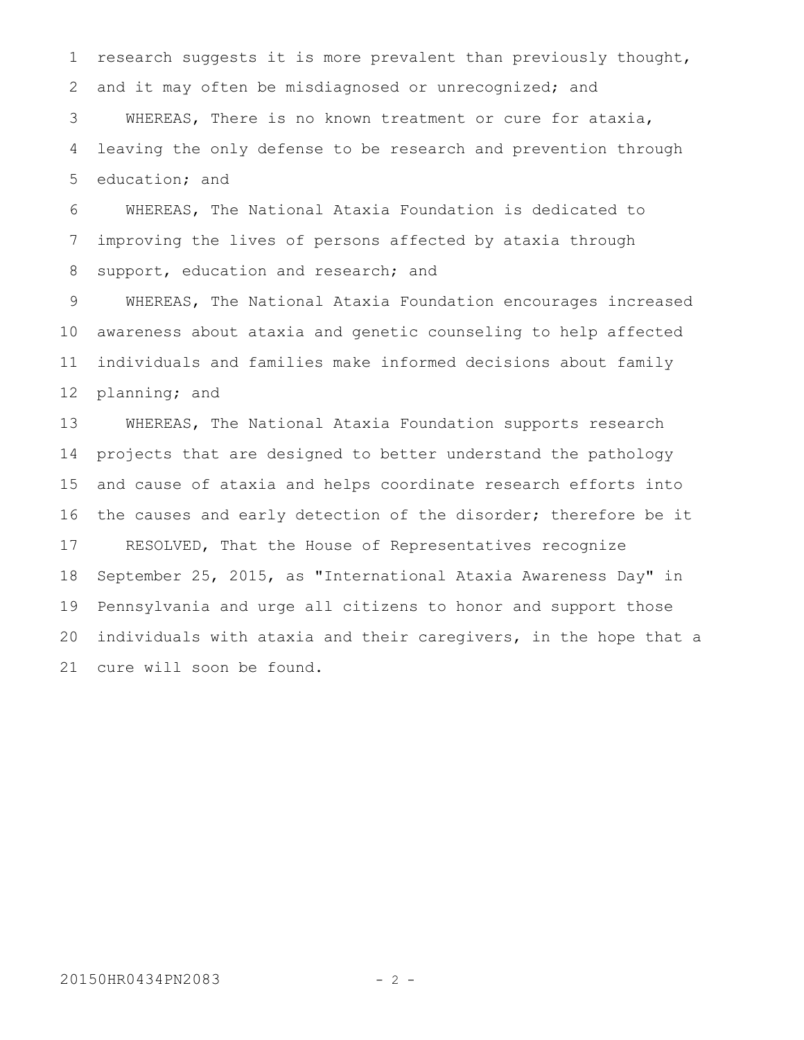research suggests it is more prevalent than previously thought, and it may often be misdiagnosed or unrecognized; and

WHEREAS, There is no known treatment or cure for ataxia, leaving the only defense to be research and prevention through education; and

WHEREAS, The National Ataxia Foundation is dedicated to improving the lives of persons affected by ataxia through support, education and research; and

WHEREAS, The National Ataxia Foundation encourages increased awareness about ataxia and genetic counseling to help affected individuals and families make informed decisions about family planning; and

WHEREAS, The National Ataxia Foundation supports research projects that are designed to better understand the pathology and cause of ataxia and helps coordinate research efforts into the causes and early detection of the disorder; therefore be it

RESOLVED, That the House of Representatives recognize September 25, 2015, as "International Ataxia Awareness Day" in Pennsylvania and urge all citizens to honor and support those individuals with ataxia and their caregivers, in the hope that a cure will soon be found.